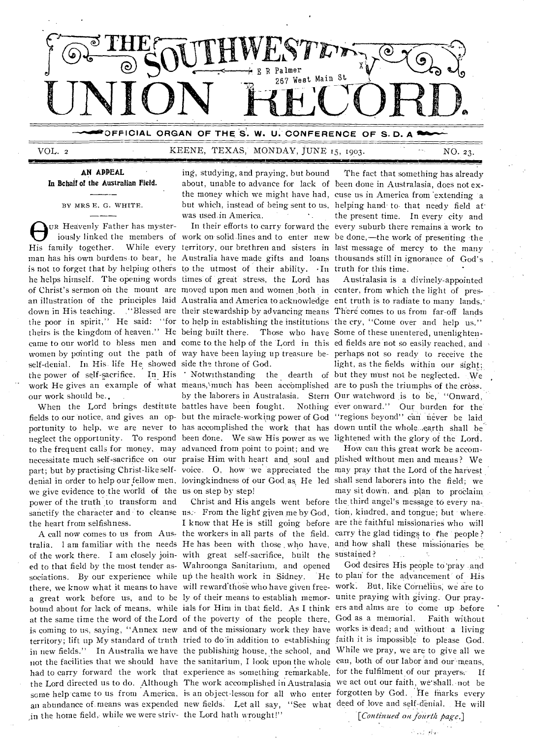# THE SOUTHWESTERN UNION RECORD.

E R Palmer
267 West Main St

OFFICIAL ORGAN OF THE S. W. U. CONFERENCE OF S. D. A

VOL. 2 KEENE, TEXAS, MONDAY, JUNE 15, 1903. NO. 23.

## AN APPEAL
### In Behalf of the Australian Field.

BY MRS E. G. WHITE.

OUR Heavenly Father has mysteriously linked the members of His family together. While every man has his own burdens to bear, he is not to forget that by helping others he helps himself. The opening words of Christ's sermon on the mount are an illustration of the principles laid down in His teaching. "Blessed are the poor in spirit," He said: "for theirs is the kingdom of heaven." He came to our world to bless men and women by pointing out the path of self-denial. In His life He showed the power of self-sacrifice. In His work He gives an example of what our work should be.

When the Lord brings destitute fields to our notice, and gives an opportunity to help, we are never to neglect the opportunity. To respond to the frequent calls for money, may necessitate much self-sacrifice on our part; but by practising Christ-like self-denial in order to help our fellow men, we give evidence to the world of the power of the truth to transform and sanctify the character and to cleanse the heart from selfishness.

A call now comes to us from Australia. I am familiar with the needs of the work there. I am closely joined to that field by the most tender associations. By our experience while there, we know what it means to have a great work before us, and to be bound about for lack of means, while at the same time the word of the Lord is coming to us, saying, "Annex new territory; lift up My standard of truth in new fields." In Australia we have not the facilities that we should have had to carry forward the work that the Lord directed us to do. Although some help came to us from America, an abundance of means was expended in the home field, while we were striving, studying, and praying, but bound about, unable to advance for lack of the money which we might have had, but which, instead of being sent to us, was used in America.

In their efforts to carry forward the work on solid lines and to enter new territory, our brethren and sisters in Australia have made gifts and loans to the utmost of their ability. In times of great stress, the Lord has moved upon men and women both in Australia and America to acknowledge their stewardship by advancing means to help in establishing the institutions being built there. Those who have come to the help of the Lord in this way have been laying up treasure beside the throne of God.

Notwithstanding the dearth of means, much has been accomplished by the laborers in Australasia. Stern battles have been fought. Nothing but the miracle-working power of God has accomplished the work that has been done. We saw His power as we advanced from point to point; and we praise Him with heart and soul and voice. O, how we appreciated the lovingkindness of our God as He led us on step by step!

Christ and His angels went before us. From the light given me by God, I know that He is still going before the workers in all parts of the field. He has been with those who have, with great self-sacrifice, built the Wahroonga Sanitarium, and opened up the health work in Sidney. He will reward those who have given freely of their means to establish memorials for Him in that field. As I think of the poverty of the people there, and of the missionary work they have tried to do in addition to establishing the publishing house, the school, and the sanitarium, I look upon the whole experience as something remarkable. The work accomplished in Australasia is an object-lesson for all who enter new fields. Let all say, "See what the Lord hath wrought!"

The fact that something has already been done in Australasia, does not excuse us in America from extending a helping hand to that needy field at the present time. In every city and every suburb there remains a work to be done,—the work of presenting the last message of mercy to the many thousands still in ignorance of God's truth for this time.

Australasia is a divinely-appointed center, from which the light of present truth is to radiate to many lands. There comes to us from far-off lands the cry, "Come over and help us." Some of these unentered, unenlightened fields are not so easily reached, and perhaps not so ready to receive the light, as the fields within our sight; but they must not be neglected. We are to push the triumphs of the cross. Our watchword is to be, "Onward, ever onward." Our burden for the "regions beyond" can never be laid down until the whole earth shall be lightened with the glory of the Lord.

How can this great work be accomplished without men and means? We may pray that the Lord of the harvest shall send laborers into the field; we may sit down, and plan to proclaim the third angel's message to every nation, kindred, and tongue; but where are the faithful missionaries who will carry the glad tidings to the people? and how shall these missionaries be sustained?

God desires His people to pray and to plan for the advancement of His work. But, like Cornelius, we are to unite praying with giving. Our prayers and alms are to come up before God as a memorial. Faith without works is dead; and without a living faith it is impossible to please God. While we pray, we are to give all we can, both of our labor and our means, for the fulfilment of our prayers. If we act out our faith, we shall not be forgotten by God. He marks every deed of love and self-denial. He will

[*Continued on fourth page.*]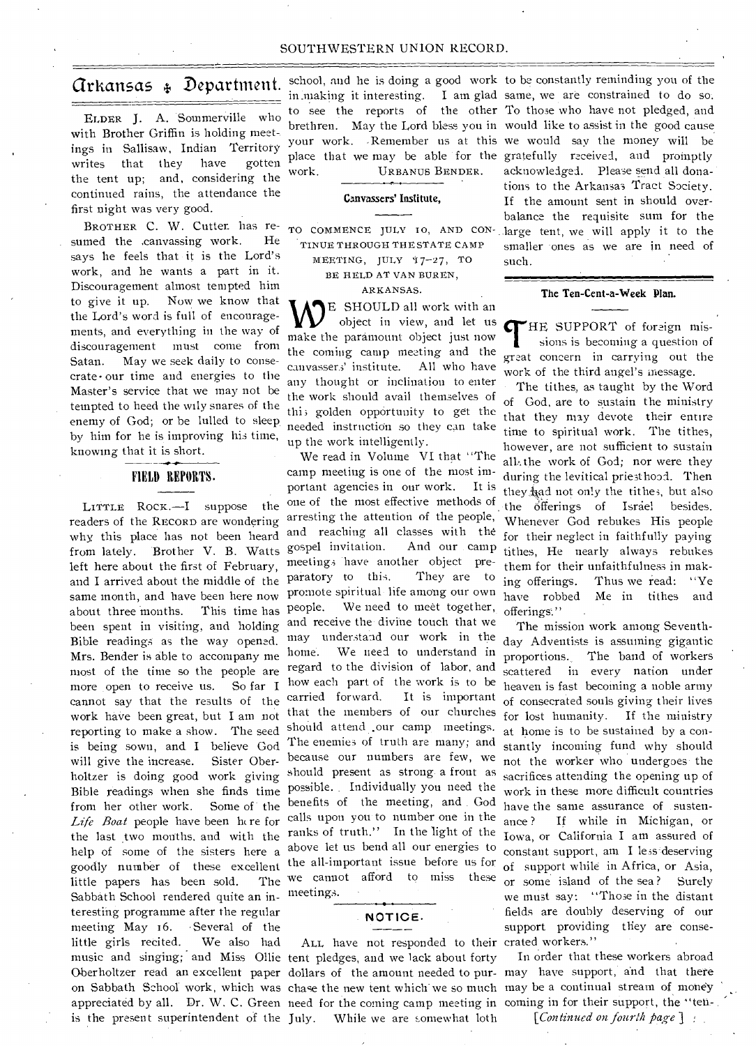# Arkansas Department.

ELDER J. A. Sommerville who with Brother Griffin is holding meetings in Sallisaw, Indian Territory writes that they have gotten the tent up; and, considering the continued rains, the attendance the first night was very good.

BROTHER C. W. Cutter has resumed the canvassing work. He says he feels that it is the Lord's work, and he wants a part in it. Discouragement almost tempted him to give it up. Now we know that the Lord's word is full of encouragements, and everything in the way of discouragement must come from Satan. May we seek daily to consecrate our time and energies to the Master's service that we may not be tempted to heed the wily snares of the enemy of God; or be lulled to sleep by him for he is improving his time, knowing that it is short.

## FIELD REPORTS.

LITTLE ROCK.—I suppose the readers of the RECORD are wondering why this place has not been heard from lately. Brother V. B. Watts left here about the first of February, and I arrived about the middle of the same month, and have been here now about three months. This time has been spent in visiting, and holding Bible readings as the way opened. Mrs. Bender is able to accompany me most of the time so the people are more open to receive us. So far I cannot say that the results of the work have been great, but I am not reporting to make a show. The seed is being sown, and I believe God will give the increase. Sister Oberholtzer is doing good work giving Bible readings when she finds time from her other work. Some of the *Life Boat* people have been here for the last two months, and with the help of some of the sisters here a goodly number of these excellent little papers has been sold. The Sabbath School rendered quite an interesting programme after the regular meeting May 16. Several of the little girls recited. We also had music and singing; and Miss Ollie Oberholtzer read an excellent paper on Sabbath School work, which was appreciated by all. Dr. W. C. Green is the present superintendent of the school, and he is doing a good work in making it interesting. I am glad to see the reports of the other brethren. May the Lord bless you in your work. Remember us at this place that we may be able for the work.

URBANUS BENDER.

### Canvassers' Institute,

TO COMMENCE JULY 10, AND CONTINUE THROUGH THE STATE CAMP MEETING, JULY 17–27, TO BE HELD AT VAN BUREN, ARKANSAS.

WE SHOULD all work with an object in view, and let us make the paramount object just now the coming camp meeting and the canvassers' institute. All who have any thought or inclination to enter the work should avail themselves of this golden opportunity to get the needed instruction so they can take up the work intelligently.

We read in Volume VI that "The camp meeting is one of the most important agencies in our work. It is one of the most effective methods of arresting the attention of the people, and reaching all classes with the gospel invitation. And our camp meetings have another object preparatory to this. They are to promote spiritual life among our own people. We need to meet together, and receive the divine touch that we may understand our work in the home. We need to understand in regard to the division of labor, and how each part of the work is to be carried forward. It is important that the members of our churches should attend our camp meetings. The enemies of truth are many; and because our numbers are few, we should present as strong a front as possible. Individually you need the benefits of the meeting, and God calls upon you to number one in the ranks of truth." In the light of the above let us bend all our energies to the all-important issue before us for we cannot afford to miss these meetings.

### NOTICE.

ALL have not responded to their tent pledges, and we lack about forty dollars of the amount needed to purchase the new tent which we so much need for the coming camp meeting in July. While we are somewhat loth to be constantly reminding you of the same, we are constrained to do so. To those who have not pledged, and would like to assist in the good cause we would say the money will be gratefully received, and promptly acknowledged. Please send all donations to the Arkansas Tract Society. If the amount sent in should overbalance the requisite sum for the large tent, we will apply it to the smaller ones as we are in need of such.

### The Ten-Cent-a-Week Plan.

THE SUPPORT of foreign missions is becoming a question of great concern in carrying out the work of the third angel's message.

The tithes, as taught by the Word of God, are to sustain the ministry that they may devote their entire time to spiritual work. The tithes, however, are not sufficient to sustain all the work of God; nor were they during the levitical priesthood. Then they had not only the tithes, but also the offerings of Israel besides. Whenever God rebukes His people for their neglect in faithfully paying tithes, He nearly always rebukes them for their unfaithfulness in making offerings. Thus we read: "Ye have robbed Me in tithes and offerings."

The mission work among Seventh-day Adventists is assuming gigantic proportions. The band of workers scattered in every nation under heaven is fast becoming a noble army of consecrated souls giving their lives for lost humanity. If the ministry at home is to be sustained by a constantly incoming fund why should not the worker who undergoes the sacrifices attending the opening up of work in these more difficult countries have the same assurance of sustenance? If while in Michigan, or Iowa, or California I am assured of constant support, am I less deserving of support while in Africa, or Asia, or some island of the sea? Surely we must say: "Those in the distant fields are doubly deserving of our support providing they are consecrated workers."

In order that these workers abroad may have support, and that there may be a continual stream of money coming in for their support, the "ten-

[*Continued on fourth page*]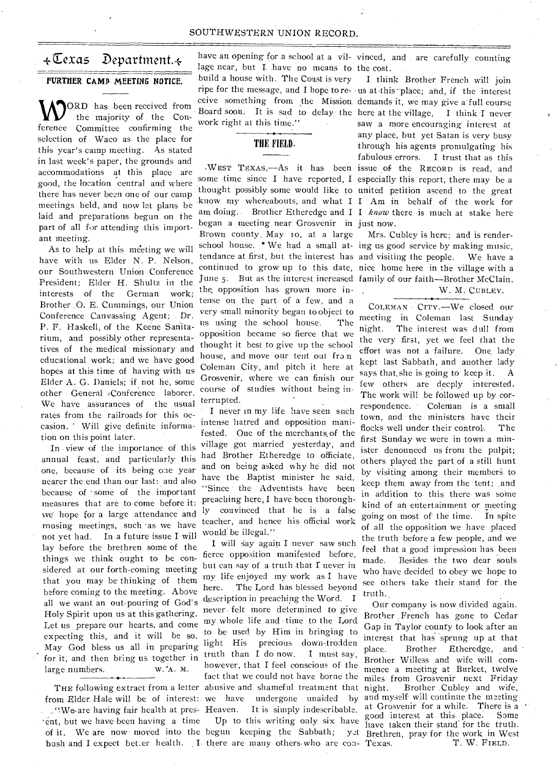# Texas Department.

## FURTHER CAMP MEETING NOTICE.

WORD has been received from the majority of the Conference Committee confirming the selection of Waco as the place for this year's camp meeting. As stated in last week's paper, the grounds and accommodations at this place are good, the location central and where there has never been one of our camp meetings held, and now let plans be laid and preparations begun on the part of all for attending this important meeting.

As to help at this meeting we will have with us Elder N. P. Nelson, our Southwestern Union Conference President; Elder H. Shultz in the interests of the German work; Brother O. E. Cummings, our Union Conference Canvassing Agent; Dr. P. F. Haskell, of the Keene Sanitarium, and possibly other representatives of the medical missionary and educational work; and we have good hopes at this time of having with us Elder A. G. Daniels; if not he, some other General Conference laborer. We have assurances of the usual rates from the railroads for this occasion. Will give definite information on this point later.

In view of the importance of this annual feast, and particularly this one, because of its being one year nearer the end than our last: and also because of some of the important measures that are to come before it: we hope for a large attendance and rousing meetings, such as we have not yet had. In a future issue I will lay before the brethren some of the things we think ought to be considered at our forth-coming meeting that you may be thinking of them before coming to the meeting. Above all we want an out-pouring of God's Holy Spirit upon us at this gathering. Let us prepare our hearts, and come expecting this, and it will be so. May God bless us all in preparing for it, and then bring us together in large numbers. W. A. M.

THE following extract from a letter from Elder Hale will be of interest: "We are having fair health at present, but we have been having a time of it. We are now moved into the bush and I expect better health. I have an opening for a school at a village near, but I have no means to build a house with. The Coast is very ripe for the message, and I hope to receive something from the Mission Board soon. It is sad to delay the work right at this time."

## THE FIELD.

WEST TEXAS,—As it has been some time since I have reported, I thought possibly some would like to know my whereabouts, and what I am doing. Brother Etheredge and I began a meeting near Grosvenir in Brown county, May 10, at a large school house. We had a small attendance at first, but the interest has continued to grow up to this date, June 5. But as the interest increased the opposition has grown more intense on the part of a few, and a very small minority began to object to us using the school house. The opposition became so fierce that we thought it best to give up the school house, and move our tent out from Coleman City, and pitch it here at Grosvenir, where we can finish our course of studies without being interrupted.

I never in my life have seen such intense hatred and opposition manifested. One of the merchants of the village got married yesterday, and had Brother Etheredge to officiate, and on being asked why he did not have the Baptist minister he said, "Since the Adventists have been preaching here, I have been thoroughly convinced that he is a false teacher, and hence his official work would be illegal."

I will say again I never saw such fierce opposition manifested before, but can say of a truth that I never in my life enjoyed my work as I have here. The Lord has blessed beyond description in preaching the Word. I never felt more determined to give my whole life and time to the Lord to be used by Him in bringing to light His precious down-trodden truth than I do now. I must say, however, that I feel conscious of the fact that we could not have borne the abusive and shameful treatment that we have undergone unaided by Heaven. It is simply indescribable.

Up to this writing only six have begun keeping the Sabbath; yet there are many others who are convinced, and are carefully counting the cost.

I think Brother French will join us at this place; and, if the interest demands it, we may give a full course here at the village, I think I never saw a more encouraging interest at any place, but yet Satan is very busy through his agents promulgating his fabulous errors. I trust that as this issue of the RECORD is read, and especially this report, there may be a united petition ascend to the great I Am in behalf of the work for I *know* there is much at stake here just now.

Mrs. Cubley is here; and is rendering us good service by making music, and visiting the people. We have a nice home here in the village with a family of our faith—Brother McClain.

W. M. CUBLEY.

COLEMAN CITY.—We closed our meeting in Coleman last Sunday night. The interest was dull from the very first, yet we feel that the effort was not a failure. One lady kept last Sabbath, and another lady says that she is going to keep it. A few others are deeply interested. The work will be followed up by correspondence. Coleman is a small town, and the ministers have their flocks well under their control. The first Sunday we were in town a minister denounced us from the pulpit; others played the part of a still hunt by visiting among their members to keep them away from the tent; and in addition to this there was some kind of an entertainment or meeting going on most of the time. In spite of all the opposition we have placed the truth before a few people, and we feel that a good impression has been made. Besides the two dear souls who have decided to obey we hope to see others take their stand for the truth.

Our company is now divided again. Brother French has gone to Cedar Gap in Taylor county to look after an interest that has sprung up at that place. Brother Etheredge, and Brother Willess and wife will commence a meeting at Burket, twelve miles from Grosvenir next Friday night. Brother Cubley and wife, and myself will continue the meeting at Grosvenir for a while. There is a good interest at this place. Some have taken their stand for the truth. Brethren, pray for the work in West Texas. T. W. FIELD.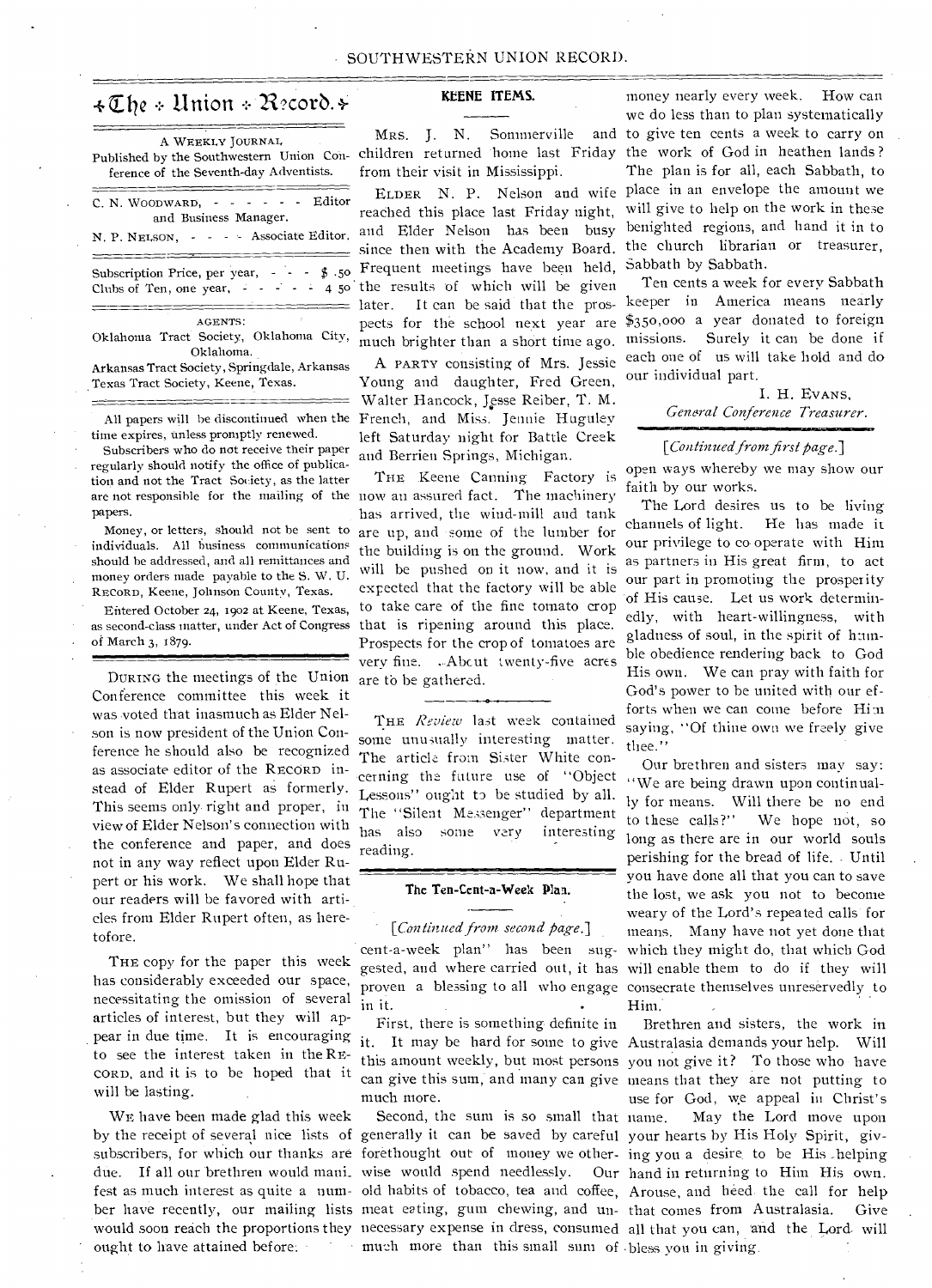# The Union Record.

A WEEKLY JOURNAL,

Published by the Southwestern Union Conference of the Seventh-day Adventists.

C. N. WOODWARD, - - - - - - Editor and Business Manager.

N. P. NELSON, - - - - Associate Editor.

Subscription Price, per year, - - - $ .50
Clubs of Ten, one year, - - - - - 4 50

AGENTS:

Oklahoma Tract Society, Oklahoma City, Oklahoma.

Arkansas Tract Society, Springdale, Arkansas

Texas Tract Society, Keene, Texas.

All papers will be discontinued when the time expires, unless promptly renewed.

Subscribers who do not receive their paper regularly should notify the office of publication and not the Tract Society, as the latter are not responsible for the mailing of the papers.

Money, or letters, should not be sent to individuals. All business communications should be addressed, and all remittances and money orders made payable to the S. W. U. RECORD, Keene, Johnson County, Texas.

Entered October 24, 1902 at Keene, Texas, as second-class matter, under Act of Congress of March 3, 1879.

DURING the meetings of the Union Conference committee this week it was voted that inasmuch as Elder Nelson is now president of the Union Conference he should also be recognized as associate editor of the RECORD instead of Elder Rupert as formerly. This seems only right and proper, in view of Elder Nelson's connection with the conference and paper, and does not in any way reflect upon Elder Rupert or his work. We shall hope that our readers will be favored with articles from Elder Rupert often, as heretofore.

THE copy for the paper this week has considerably exceeded our space, necessitating the omission of several articles of interest, but they will appear in due time. It is encouraging to see the interest taken in the RECORD, and it is to be hoped that it will be lasting.

WE have been made glad this week by the receipt of several nice lists of subscribers, for which our thanks are due. If all our brethren would manifest as much interest as quite a number have recently, our mailing lists would soon reach the proportions they ought to have attained before.

## KEENE ITEMS.

MRS. J. N. Sommerville and children returned home last Friday from their visit in Mississippi.

ELDER N. P. Nelson and wife reached this place last Friday night, and Elder Nelson has been busy since then with the Academy Board. Frequent meetings have been held, the results of which will be given later. It can be said that the prospects for the school next year are much brighter than a short time ago.

A PARTY consisting of Mrs. Jessie Young and daughter, Fred Green, Walter Hancock, Jesse Reiber, T. M. French, and Miss. Jennie Huguley left Saturday night for Battle Creek and Berrien Springs, Michigan.

THE Keene Canning Factory is now an assured fact. The machinery has arrived, the wind-mill and tank are up, and some of the lumber for the building is on the ground. Work will be pushed on it now, and it is expected that the factory will be able to take care of the fine tomato crop that is ripening around this place. Prospects for the crop of tomatoes are very fine. About twenty-five acres are to be gathered.

THE *Review* last week contained some unusually interesting matter. The article from Sister White concerning the future use of "Object Lessons" ought to be studied by all. The "Silent Messenger" department has also some very interesting reading.

## The Ten-Cent-a-Week Plan.

[*Continued from second page.*]

cent-a-week plan" has been suggested, and where carried out, it has proven a blessing to all who engage in it.

First, there is something definite in it. It may be hard for some to give this amount weekly, but most persons can give this sum, and many can give much more.

Second, the sum is so small that generally it can be saved by careful forethought out of money we otherwise would spend needlessly. Our old habits of tobacco, tea and coffee, meat eating, gum chewing, and unnecessary expense in dress, consumed much more than this small sum of money nearly every week. How can we do less than to plan systematically to give ten cents a week to carry on the work of God in heathen lands? The plan is for all, each Sabbath, to place in an envelope the amount we will give to help on the work in these benighted regions, and hand it in to the church librarian or treasurer, Sabbath by Sabbath.

Ten cents a week for every Sabbath keeper in America means nearly $350,000 a year donated to foreign missions. Surely it can be done if each one of us will take hold and do our individual part.

I. H. EVANS,
*General Conference Treasurer.*

[*Continued from first page.*]

open ways whereby we may show our faith by our works.

The Lord desires us to be living channels of light. He has made it our privilege to co-operate with Him as partners in His great firm, to act our part in promoting the prosperity of His cause. Let us work determinedly, with heart-willingness, with gladness of soul, in the spirit of humble obedience rendering back to God His own. We can pray with faith for God's power to be united with our efforts when we can come before Him saying, "Of thine own we freely give thee."

Our brethren and sisters may say: "We are being drawn upon continually for means. Will there be no end to these calls?" We hope not, so long as there are in our world souls perishing for the bread of life. Until you have done all that you can to save the lost, we ask you not to become weary of the Lord's repeated calls for means. Many have not yet done that which they might do, that which God will enable them to do if they will consecrate themselves unreservedly to Him.

Brethren and sisters, the work in Australasia demands your help. Will you not give it? To those who have means that they are not putting to use for God, we appeal in Christ's name. May the Lord move upon your hearts by His Holy Spirit, giving you a desire to be His helping hand in returning to Him His own. Arouse, and heed the call for help that comes from Australasia. Give all that you can, and the Lord will bless you in giving.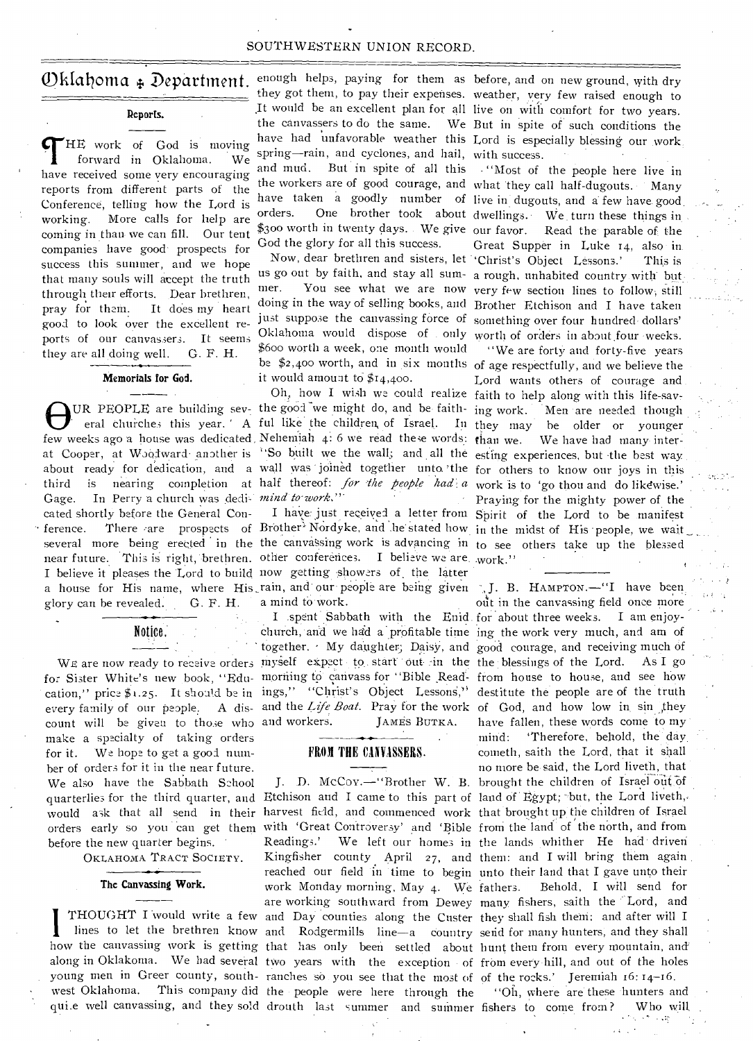# Oklahoma Department.

## Reports.

THE work of God is moving forward in Oklahoma. We have received some very encouraging reports from different parts of the Conference, telling how the Lord is working. More calls for help are coming in than we can fill. Our tent companies have good prospects for success this summer, and we hope that many souls will accept the truth through their efforts. Dear brethren, pray for them. It does my heart good to look over the excellent reports of our canvassers. It seems they are all doing well. G. F. H.

## Memorials for God.

OUR PEOPLE are building several churches this year. A few weeks ago a house was dedicated at Cooper, at Woodward another is about ready for dedication, and a third is nearing completion at Gage. In Perry a church was dedicated shortly before the General Conference. There are prospects of several more being erected in the near future. This is right, brethren. I believe it pleases the Lord to build a house for His name, where His glory can be revealed. G. F. H.

## Notice.

WE are now ready to receive orders for Sister White's new book, "Education," price $1.25. It should be in every family of our people. A discount will be given to those who make a specialty of taking orders for it. We hope to get a good number of orders for it in the near future. We also have the Sabbath School quarterlies for the third quarter, and would ask that all send in their orders early so you can get them before the new quarter begins.

OKLAHOMA TRACT SOCIETY.

## The Canvassing Work.

I THOUGHT I would write a few lines to let the brethren know how the canvassing work is getting along in Oklakoma. We had several young men in Greer county, southwest Oklahoma. This company did quite well canvassing, and they sold enough helps, paying for them as they got them, to pay their expenses. It would be an excellent plan for all the canvassers to do the same. We have had unfavorable weather this spring—rain, and cyclones, and hail, and mud. But in spite of all this the workers are of good courage, and have taken a goodly number of orders. One brother took about $300 worth in twenty days. We give God the glory for all this success.

Now, dear brethren and sisters, let us go out by faith, and stay all summer. You see what we are now doing in the way of selling books, and just suppose the canvassing force of Oklahoma would dispose of only $600 worth a week, one month would be $2,400 worth, and in six months it would amount to $14,400.

Oh, how I wish we could realize the good we might do, and be faithful like the children of Israel. In Nehemiah 4: 6 we read these words: "So built we the wall; and all the wall was joined together unto the half thereof: *for the people had a mind to work.*"

I have just received a letter from Brother Nordyke, and he stated how the canvassing work is advancing in other conferences. I believe we are now getting showers of the latter rain, and our people are being given a mind to work.

I spent Sabbath with the Enid church, and we had a profitable time together. My daughter, Daisy, and myself expect to start out in the morning to canvass for "Bible Readings," "Christ's Object Lessons," and the *Life Boat*. Pray for the work and workers. JAMES BUTKA.

## FROM THE CANVASSERS.

J. D. McCOY.—"Brother W. B. Etchison and I came to this part of harvest field, and commenced work with 'Great Controversy' and 'Bible Readings.' We left our homes in Kingfisher county April 27, and reached our field in time to begin work Monday morning, May 4. We are working southward from Dewey and Day counties along the Custer and Rodgermills line—a country that has only been settled about two years with the exception of ranches so you see that the most of the people were here through the drouth last summer and summer before, and on new ground, with dry weather, very few raised enough to live on with comfort for two years. But in spite of such conditions the Lord is especially blessing our work with success.

"Most of the people here live in what they call half-dugouts. Many live in dugouts, and a few have good dwellings. We turn these things in our favor. Read the parable of the Great Supper in Luke 14, also in 'Christ's Object Lessons.' This is a rough, unhabited country with but very few section lines to follow, still Brother Etchison and I have taken something over four hundred dollars' worth of orders in about four weeks.

"We are forty and forty-five years of age respectfully, and we believe the Lord wants others of courage and faith to help along with this life-saving work. Men are needed though they may be older or younger than we. We have had many interesting experiences, but the best way for others to know our joys in this work is to 'go thou and do likewise.' Praying for the mighty power of the Spirit of the Lord to be manifest in the midst of His people, we wait to see others take up the blessed work."

J. B. HAMPTON.—"I have been out in the canvassing field once more for about three weeks. I am enjoying the work very much, and am of good courage, and receiving much of the blessings of the Lord. As I go from house to house, and see how destitute the people are of the truth of God, and how low in sin they have fallen, these words come to my mind: 'Therefore, behold, the day cometh, saith the Lord, that it shall no more be said, the Lord liveth, that brought the children of Israel out of land of Egypt; but, the Lord liveth, that brought up the children of Israel from the land of the north, and from the lands whither He had driven them: and I will bring them again unto their land that I gave unto their fathers. Behold, I will send for many fishers, saith the Lord, and they shall fish them; and after will I send for many hunters, and they shall hunt them from every mountain, and from every hill, and out of the holes of the rocks.' Jeremiah 16: 14-16.

"Oh, where are these hunters and fishers to come from? Who will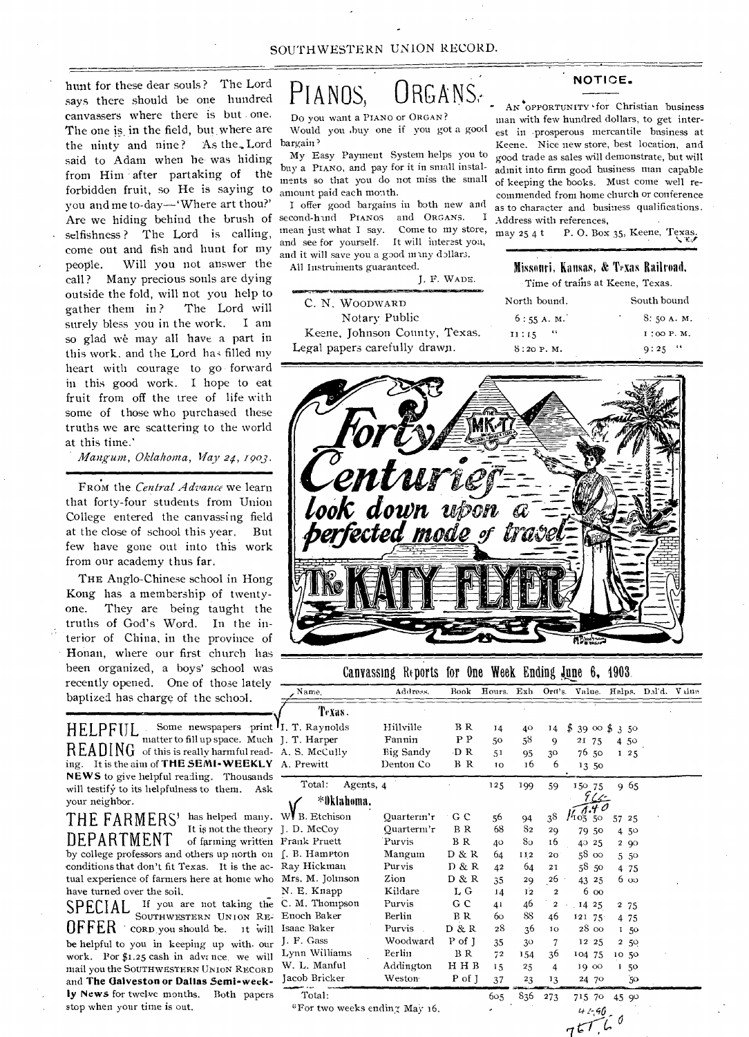hunt for these dear souls? The Lord says there should be one hundred canvassers where there is but one. The one is in the field, but where are the ninty and nine? As the Lord said to Adam when he was hiding from Him after partaking of the forbidden fruit, so He is saying to you and me to-day—'Where art thou?' Are we hiding behind the brush of selfishness? The Lord is calling, come out and fish and hunt for my people. Will you not answer the call? Many precious souls are dying outside the fold, will not you help to gather them in? The Lord will surely bless you in the work. I am so glad we may all have a part in this work, and the Lord has filled my heart with courage to go forward in this good work. I hope to eat fruit from off the tree of life with some of those who purchased these truths we are scattering to the world at this time.'

*Mangum, Oklahoma, May 24, 1903.*

---

FROM the *Central Advance* we learn that forty-four students from Union College entered the canvassing field at the close of school this year. But few have gone out into this work from our academy thus far.

THE Anglo-Chinese school in Hong Kong has a membership of twenty-one. They are being taught the truths of God's Word. In the interior of China, in the province of Honan, where our first church has been organized, a boys' school was recently opened. One of those lately baptized has charge of the school.

---

**HELPFUL READING** Some newspapers print matter to fill up space. Much of this is really harmful reading. It is the aim of **THE SEMI-WEEKLY NEWS** to give helpful reading. Thousands will testify to its helpfulness to them. Ask your neighbor.

**THE FARMERS' DEPARTMENT** has helped many. It is not the theory of farming written by college professors and others up north on conditions that don't fit Texas. It is the actual experience of farmers here at home who have turned over the soil.

**SPECIAL OFFER** If you are not taking the SOUTHWESTERN UNION RECORD you should be. It will be helpful to you in keeping up with our work. For $1.25 cash in advance, we will mail you the SOUTHWESTERN UNION RECORD and **The Galveston or Dallas Semi-weekly News** for twelve months. Both papers stop when your time is out.

---

# PIANOS, ORGANS.

Do you want a PIANO or ORGAN?

Would you buy one if you got a good bargain?

My Easy Payment System helps you to buy a PIANO, and pay for it in small installments so that you do not miss the small amount paid each month.

I offer good bargains in both new and second-hand PIANOS and ORGANS. I mean just what I say. Come to my store, and see for yourself. It will interest you, and it will save you a good many dollars.

All Instruments guaranteed.

J. F. WADE.

---

C. N. WOODWARD
Notary Public
Keene, Johnson County, Texas.
Legal papers carefully drawn.

---

**NOTICE.**

AN OPPORTUNITY for Christian business man with few hundred dollars, to get interest in prosperous mercantile business at Keene. Nice new store, best location, and good trade as sales will demonstrate, but will admit into firm good business man capable of keeping the books. Must come well recommended from home church or conference as to character and business qualifications. Address with references,

may 25 4 t P. O. Box 35, Keene, Texas.

---

**Missouri, Kansas, & Texas Railroad.**

Time of trains at Keene, Texas.

| North bound. | South bound |
|---|---|
| 6:55 A. M. | 8:50 A. M. |
| 11:15 " | 1:00 P. M. |
| 8:20 P. M. | 9:25 " |

---

Forty Centuries look down upon a perfected mode of travel

The KATY FLYER

MKT

---

## Canvassing Reports for One Week Ending June 6, 1903.

| Name. | Address. | Book | Hours. | Exh | Ord's. | Value. | Helps. | Del'd. | Value |
|---|---|---|---|---|---|---|---|---|---|
| **Texas.** | | | | | | | | | |
| I. T. Raynolds | Hillville | B R | 14 | 40 | 14 | $ 39 00 | $ 3 50 | | |
| J. T. Harper | Fannin | P P | 50 | 58 | 9 | 21 75 | 4 50 | | |
| A. S. McCully | Big Sandy | D R | 51 | 95 | 30 | 76 50 | 1 25 | | |
| A. Prewitt | Denton Co | B R | 10 | 16 | 6 | 13 50 | | | |
| Total: Agents, 4 | | | 125 | 199 | 59 | 150 75 | 9 65 | | |
| ***Oklahoma.** | | | | | | | | | |
| W. B. Etchison | Quarterm'r | G C | 56 | 94 | 38 | 103 50 | 57 25 | | |
| J. D. McCoy | Quarterm'r | B R | 68 | 82 | 29 | 79 50 | 4 50 | | |
| Frank Pruett | Purvis | B R | 40 | 80 | 16 | 40 25 | 2 90 | | |
| J. B. Hampton | Mangum | D & R | 64 | 112 | 20 | 58 00 | 5 50 | | |
| Ray Hickman | Purvis | D & R | 42 | 64 | 21 | 58 50 | 4 75 | | |
| Mrs. M. Johnson | Zion | D & R | 35 | 29 | 26 | 43 25 | 6 00 | | |
| N. E. Knapp | Kildare | L G | 14 | 12 | 2 | 6 00 | | | |
| C. M. Thompson | Purvis | G C | 41 | 46 | 2 | 14 25 | 2 75 | | |
| Enoch Baker | Berlin | B R | 60 | 88 | 46 | 121 75 | 4 75 | | |
| Isaac Baker | Purvis | D & R | 28 | 36 | 10 | 28 00 | 1 50 | | |
| J. F. Gass | Woodward | P of J | 35 | 30 | 7 | 12 25 | 2 50 | | |
| Lynn Williams | Berlin | B R | 72 | 154 | 36 | 104 75 | 10 50 | | |
| W. L. Manful | Addington | H H B | 15 | 25 | 4 | 19 00 | 1 50 | | |
| Jacob Bricker | Weston | P of J | 37 | 23 | 13 | 24 70 | 50 | | |
| Total: | | | 605 | 836 | 273 | 715 70 | 45 90 | | |

*For two weeks ending May 16.